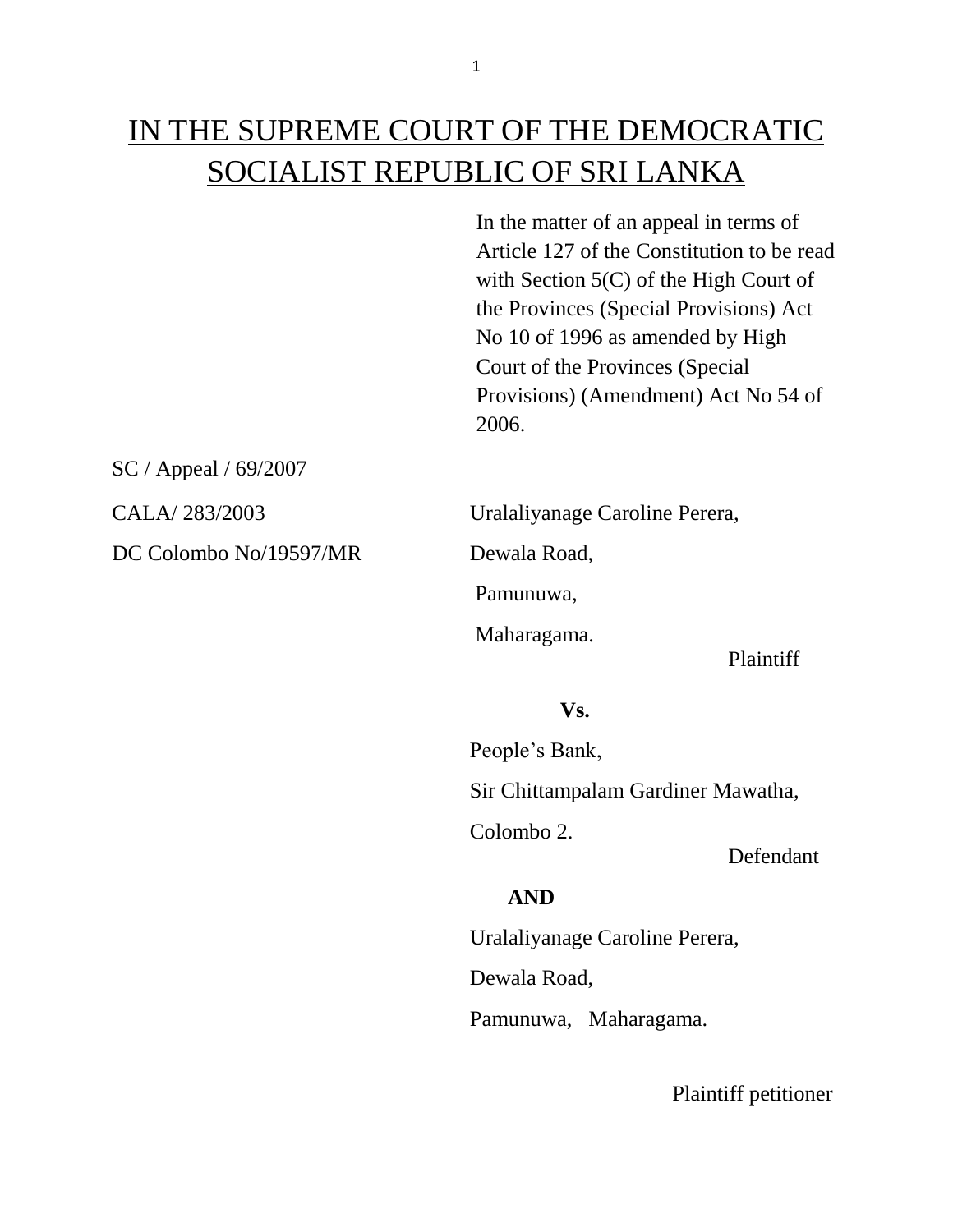# IN THE SUPREME COURT OF THE DEMOCRATIC SOCIALIST REPUBLIC OF SRI LANKA

In the matter of an appeal in terms of Article 127 of the Constitution to be read with Section 5(C) of the High Court of the Provinces (Special Provisions) Act No 10 of 1996 as amended by High Court of the Provinces (Special Provisions) (Amendment) Act No 54 of 2006.

SC / Appeal / 69/2007

CALA/ 283/2003

DC Colombo No/19597/MR

Uralaliyanage Caroline Perera,
Dewala Road,
Pamunuwa,
Maharagama.

Plaintiff

**Vs.**

People's Bank,
Sir Chittampalam Gardiner Mawatha,
Colombo 2.

Defendant

**AND**

Uralaliyanage Caroline Perera,
Dewala Road,
Pamunuwa, Maharagama.

Plaintiff petitioner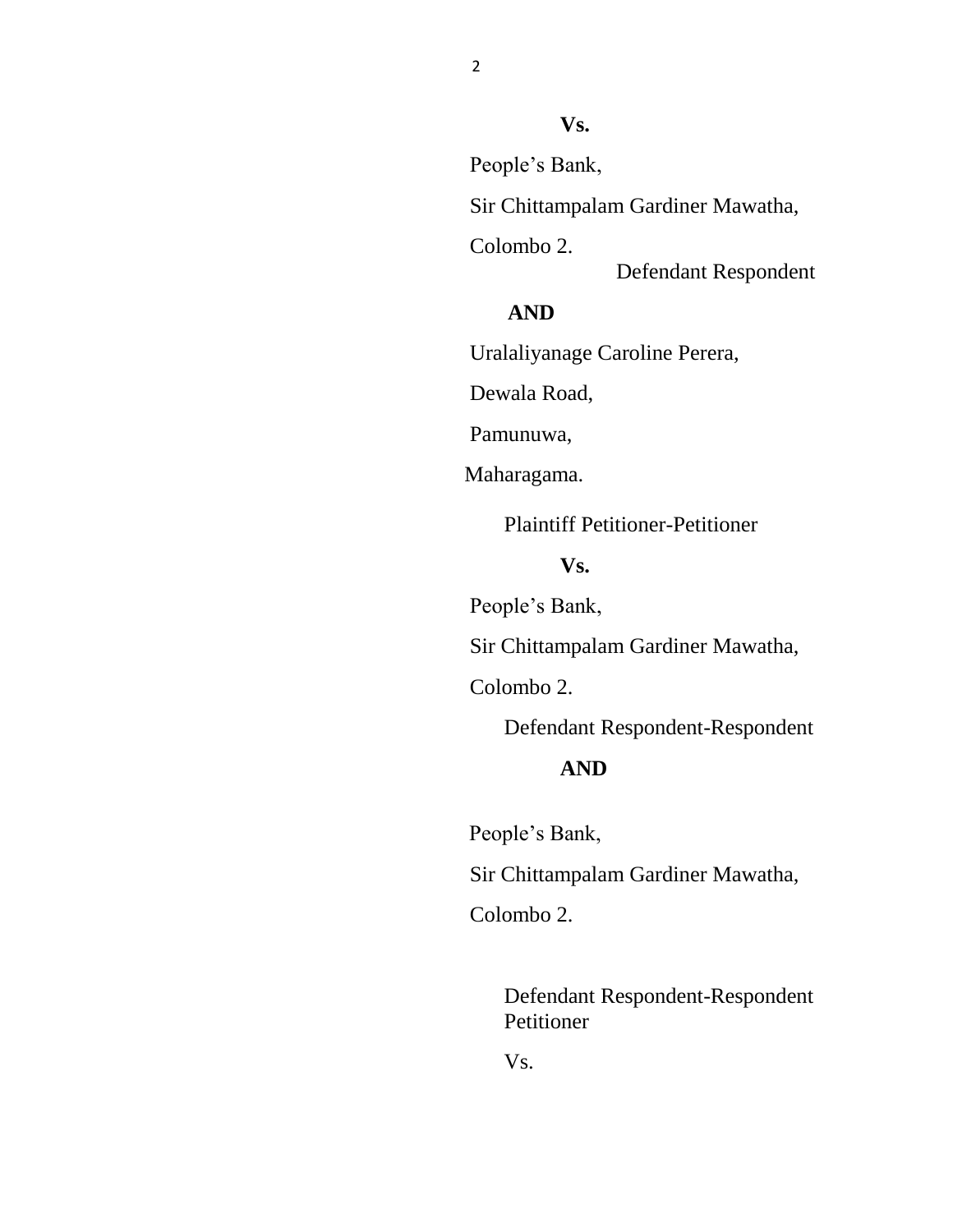**Vs.**

People's Bank,

Sir Chittampalam Gardiner Mawatha,

Colombo 2.

Defendant Respondent

**AND**

Uralaliyanage Caroline Perera,

Dewala Road,

Pamunuwa,

Maharagama.

Plaintiff Petitioner-Petitioner

**Vs.**

People's Bank,

Sir Chittampalam Gardiner Mawatha,

Colombo 2.

Defendant Respondent-Respondent

**AND**

People's Bank,

Sir Chittampalam Gardiner Mawatha,

Colombo 2.

Defendant Respondent-Respondent Petitioner

Vs.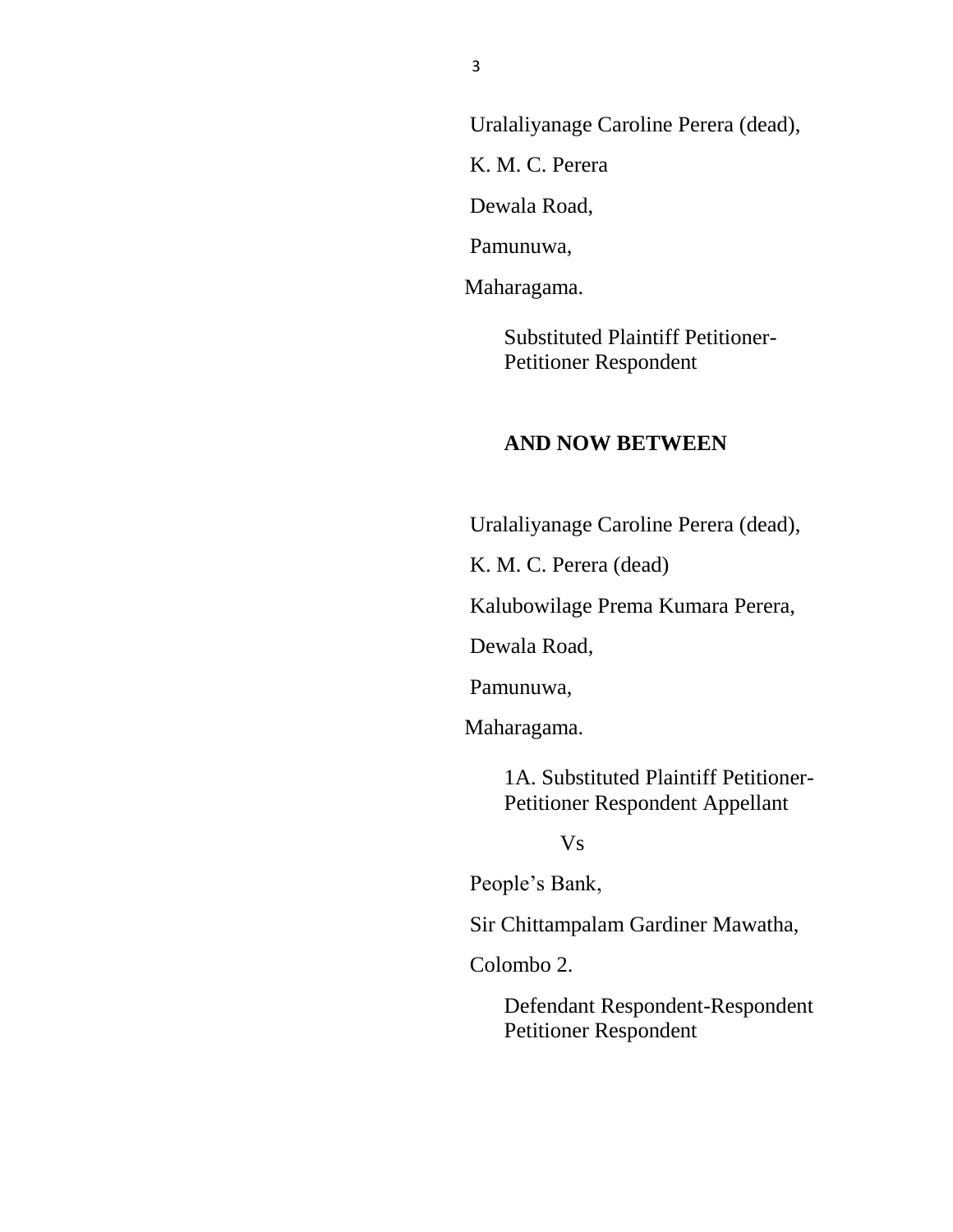Uralaliyanage Caroline Perera (dead),

K. M. C. Perera

Dewala Road,

Pamunuwa,

Maharagama.

Substituted Plaintiff Petitioner-Petitioner Respondent

**AND NOW BETWEEN**

Uralaliyanage Caroline Perera (dead),

K. M. C. Perera (dead)

Kalubowilage Prema Kumara Perera,

Dewala Road,

Pamunuwa,

Maharagama.

1A. Substituted Plaintiff Petitioner-Petitioner Respondent Appellant

Vs

People's Bank,

Sir Chittampalam Gardiner Mawatha,

Colombo 2.

Defendant Respondent-Respondent Petitioner Respondent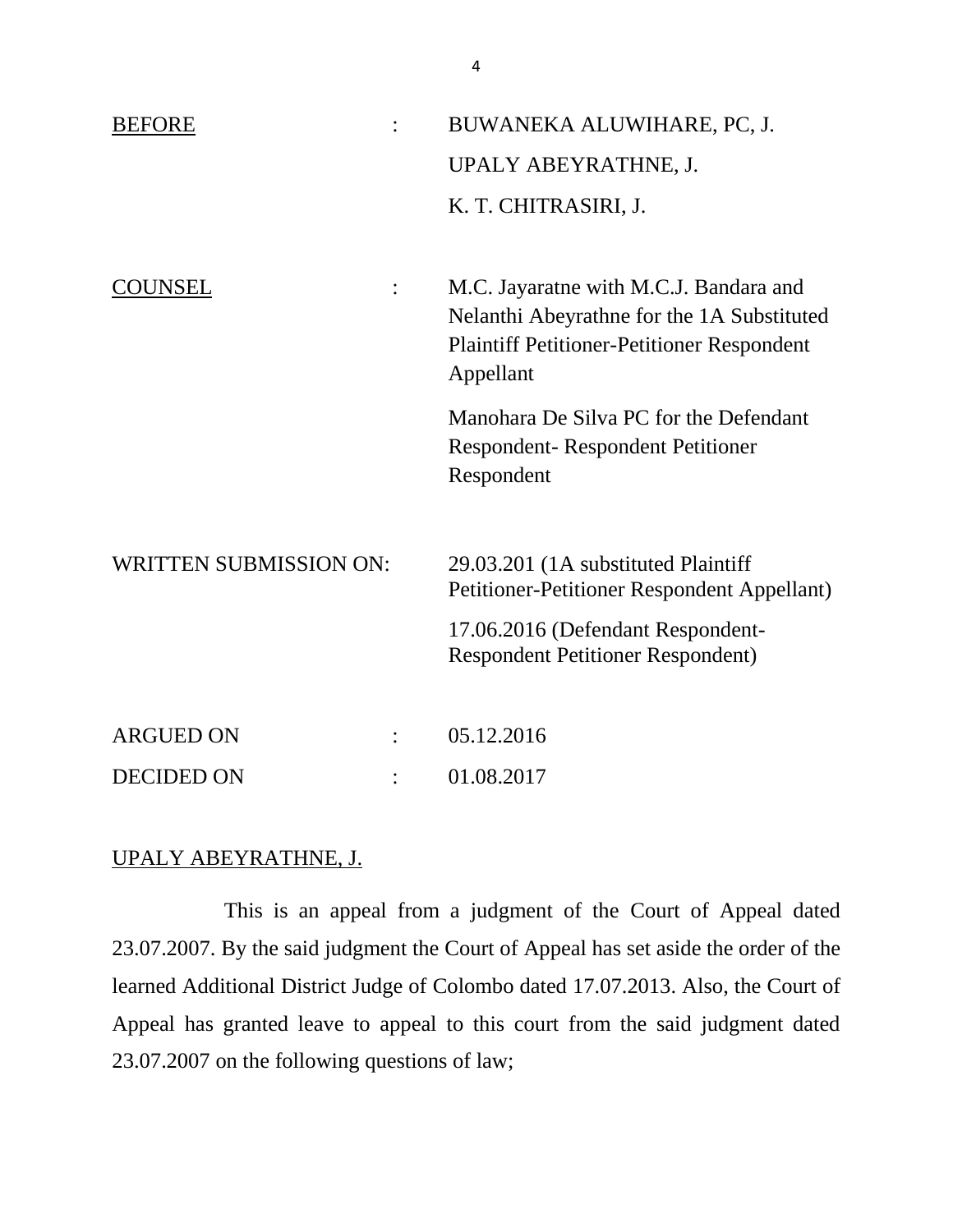| | | |
|---|---|---|
| <u>BEFORE</u> | : | BUWANEKA ALUWIHARE, PC, J. |
| | | UPALY ABEYRATHNE, J. |
| | | K. T. CHITRASIRI, J. |
| <u>COUNSEL</u> | : | M.C. Jayaratne with M.C.J. Bandara and Nelanthi Abeyrathne for the 1A Substituted Plaintiff Petitioner-Petitioner Respondent Appellant |
| | | Manohara De Silva PC for the Defendant Respondent- Respondent Petitioner Respondent |
| WRITTEN SUBMISSION ON: | | 29.03.201 (1A substituted Plaintiff Petitioner-Petitioner Respondent Appellant) |
| | | 17.06.2016 (Defendant Respondent-Respondent Petitioner Respondent) |
| ARGUED ON | : | 05.12.2016 |
| DECIDED ON | : | 01.08.2017 |

<u>UPALY ABEYRATHNE, J.</u>

This is an appeal from a judgment of the Court of Appeal dated 23.07.2007. By the said judgment the Court of Appeal has set aside the order of the learned Additional District Judge of Colombo dated 17.07.2013. Also, the Court of Appeal has granted leave to appeal to this court from the said judgment dated 23.07.2007 on the following questions of law;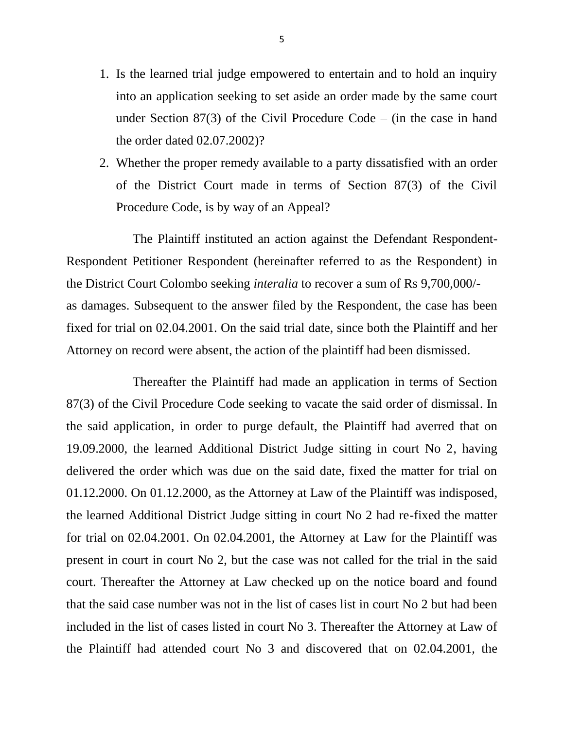1. Is the learned trial judge empowered to entertain and to hold an inquiry into an application seeking to set aside an order made by the same court under Section 87(3) of the Civil Procedure Code – (in the case in hand the order dated 02.07.2002)?
2. Whether the proper remedy available to a party dissatisfied with an order of the District Court made in terms of Section 87(3) of the Civil Procedure Code, is by way of an Appeal?

The Plaintiff instituted an action against the Defendant Respondent-Respondent Petitioner Respondent (hereinafter referred to as the Respondent) in the District Court Colombo seeking *interalia* to recover a sum of Rs 9,700,000/- as damages. Subsequent to the answer filed by the Respondent, the case has been fixed for trial on 02.04.2001. On the said trial date, since both the Plaintiff and her Attorney on record were absent, the action of the plaintiff had been dismissed.

Thereafter the Plaintiff had made an application in terms of Section 87(3) of the Civil Procedure Code seeking to vacate the said order of dismissal. In the said application, in order to purge default, the Plaintiff had averred that on 19.09.2000, the learned Additional District Judge sitting in court No 2, having delivered the order which was due on the said date, fixed the matter for trial on 01.12.2000. On 01.12.2000, as the Attorney at Law of the Plaintiff was indisposed, the learned Additional District Judge sitting in court No 2 had re-fixed the matter for trial on 02.04.2001. On 02.04.2001, the Attorney at Law for the Plaintiff was present in court in court No 2, but the case was not called for the trial in the said court. Thereafter the Attorney at Law checked up on the notice board and found that the said case number was not in the list of cases list in court No 2 but had been included in the list of cases listed in court No 3. Thereafter the Attorney at Law of the Plaintiff had attended court No 3 and discovered that on 02.04.2001, the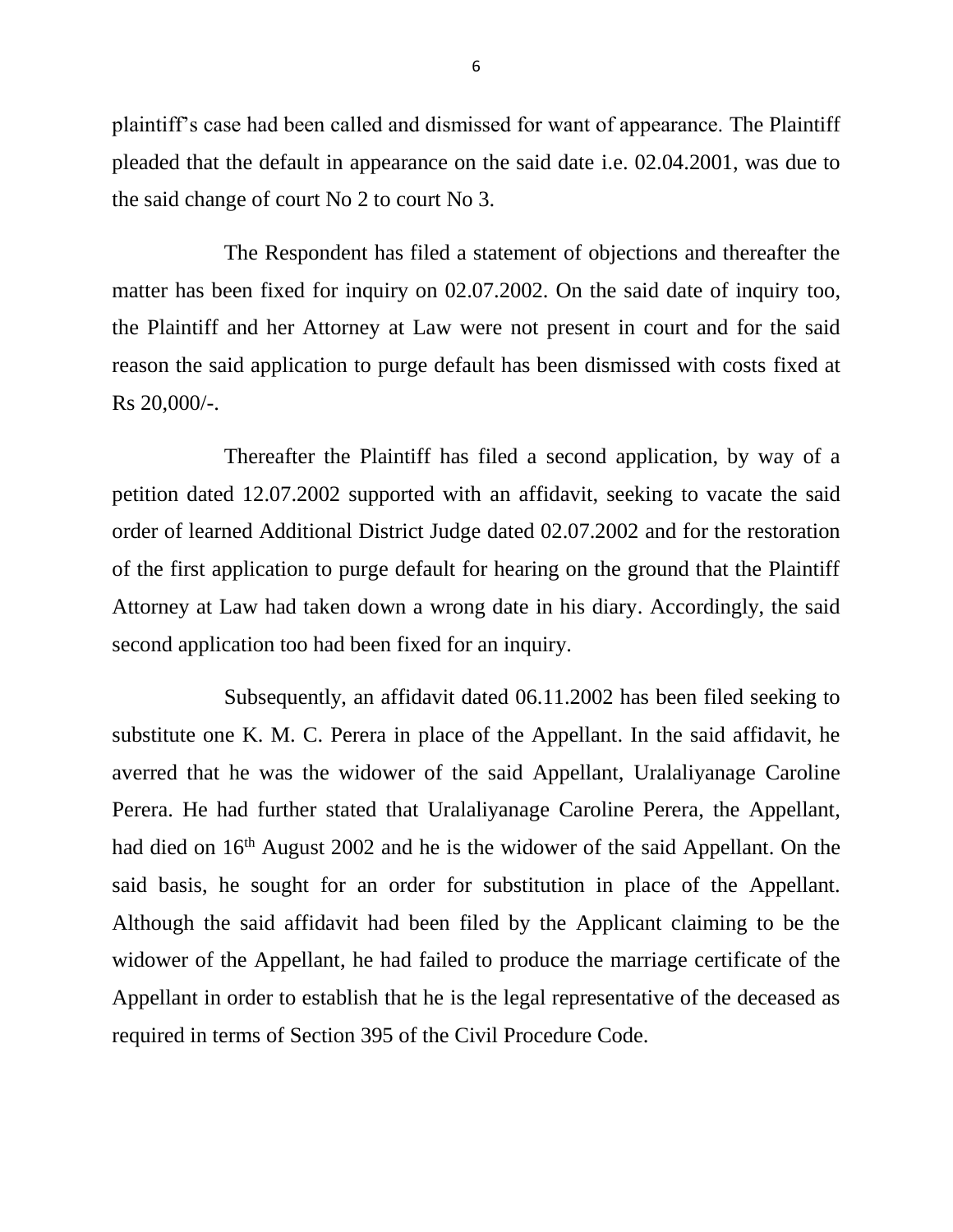plaintiff's case had been called and dismissed for want of appearance. The Plaintiff pleaded that the default in appearance on the said date i.e. 02.04.2001, was due to the said change of court No 2 to court No 3.

The Respondent has filed a statement of objections and thereafter the matter has been fixed for inquiry on 02.07.2002. On the said date of inquiry too, the Plaintiff and her Attorney at Law were not present in court and for the said reason the said application to purge default has been dismissed with costs fixed at Rs 20,000/-.

Thereafter the Plaintiff has filed a second application, by way of a petition dated 12.07.2002 supported with an affidavit, seeking to vacate the said order of learned Additional District Judge dated 02.07.2002 and for the restoration of the first application to purge default for hearing on the ground that the Plaintiff Attorney at Law had taken down a wrong date in his diary. Accordingly, the said second application too had been fixed for an inquiry.

Subsequently, an affidavit dated 06.11.2002 has been filed seeking to substitute one K. M. C. Perera in place of the Appellant. In the said affidavit, he averred that he was the widower of the said Appellant, Uralaliyanage Caroline Perera. He had further stated that Uralaliyanage Caroline Perera, the Appellant, had died on 16th August 2002 and he is the widower of the said Appellant. On the said basis, he sought for an order for substitution in place of the Appellant. Although the said affidavit had been filed by the Applicant claiming to be the widower of the Appellant, he had failed to produce the marriage certificate of the Appellant in order to establish that he is the legal representative of the deceased as required in terms of Section 395 of the Civil Procedure Code.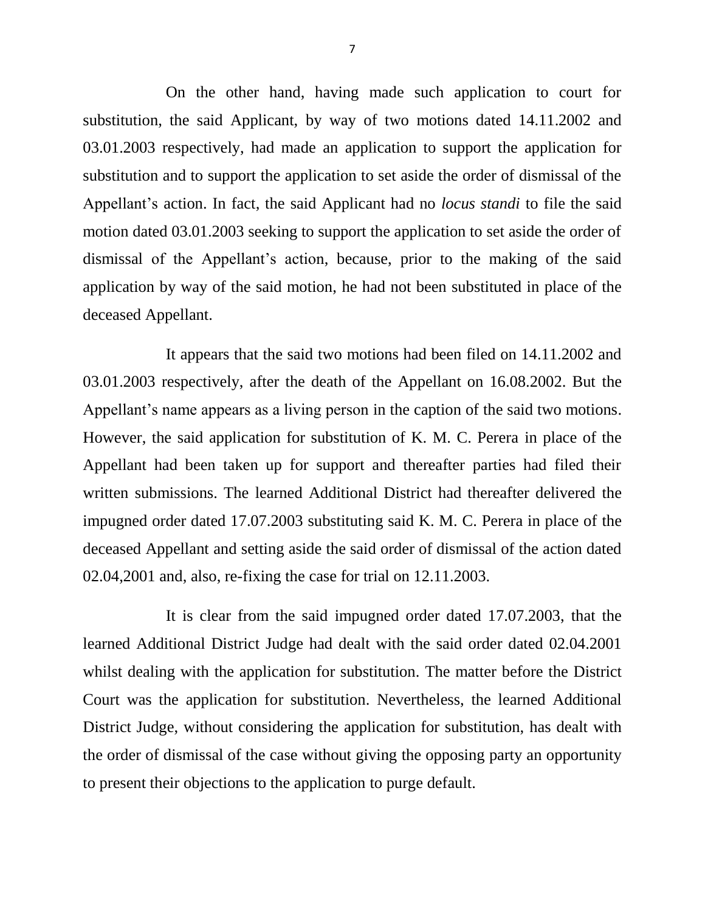On the other hand, having made such application to court for substitution, the said Applicant, by way of two motions dated 14.11.2002 and 03.01.2003 respectively, had made an application to support the application for substitution and to support the application to set aside the order of dismissal of the Appellant's action. In fact, the said Applicant had no *locus standi* to file the said motion dated 03.01.2003 seeking to support the application to set aside the order of dismissal of the Appellant's action, because, prior to the making of the said application by way of the said motion, he had not been substituted in place of the deceased Appellant.

It appears that the said two motions had been filed on 14.11.2002 and 03.01.2003 respectively, after the death of the Appellant on 16.08.2002. But the Appellant's name appears as a living person in the caption of the said two motions. However, the said application for substitution of K. M. C. Perera in place of the Appellant had been taken up for support and thereafter parties had filed their written submissions. The learned Additional District had thereafter delivered the impugned order dated 17.07.2003 substituting said K. M. C. Perera in place of the deceased Appellant and setting aside the said order of dismissal of the action dated 02.04,2001 and, also, re-fixing the case for trial on 12.11.2003.

It is clear from the said impugned order dated 17.07.2003, that the learned Additional District Judge had dealt with the said order dated 02.04.2001 whilst dealing with the application for substitution. The matter before the District Court was the application for substitution. Nevertheless, the learned Additional District Judge, without considering the application for substitution, has dealt with the order of dismissal of the case without giving the opposing party an opportunity to present their objections to the application to purge default.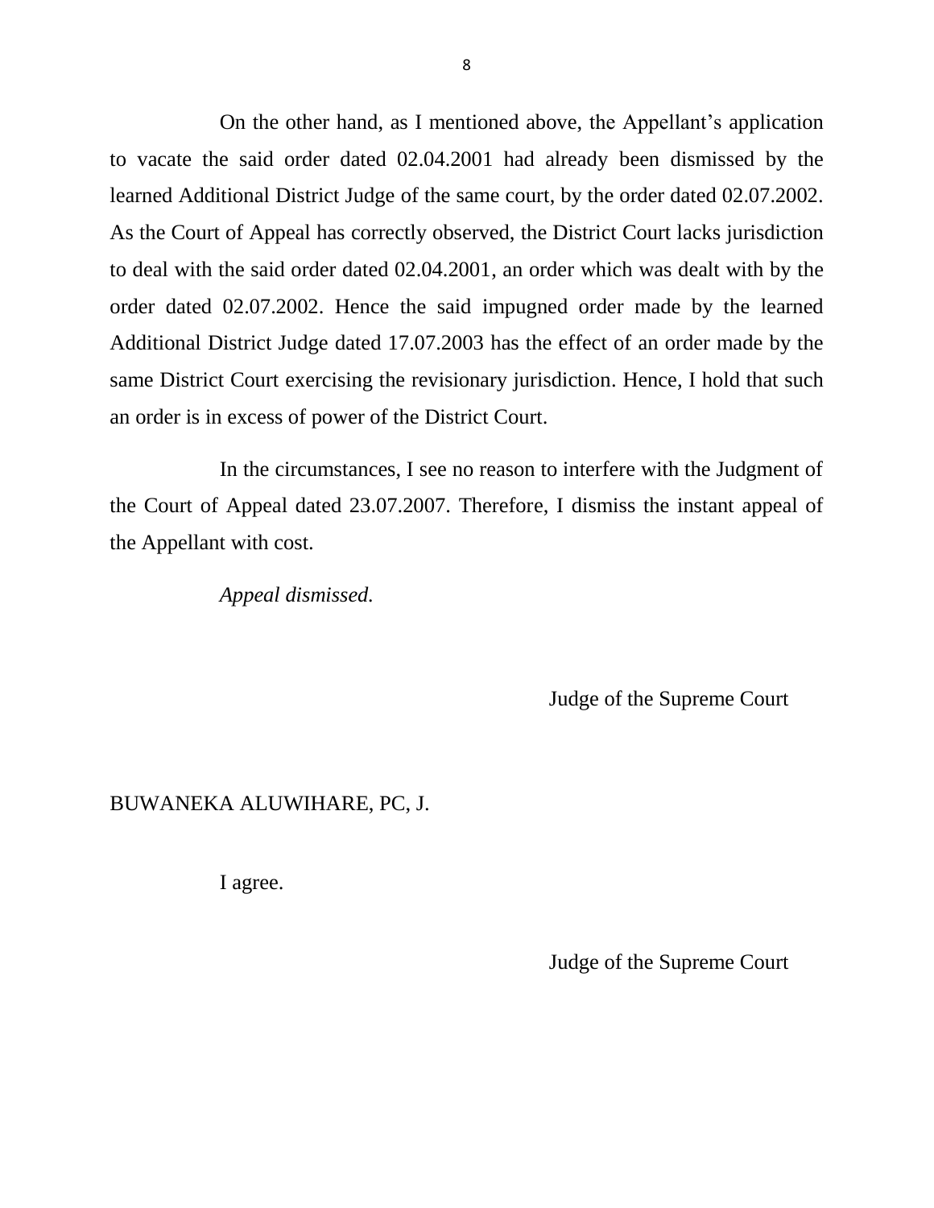On the other hand, as I mentioned above, the Appellant's application to vacate the said order dated 02.04.2001 had already been dismissed by the learned Additional District Judge of the same court, by the order dated 02.07.2002. As the Court of Appeal has correctly observed, the District Court lacks jurisdiction to deal with the said order dated 02.04.2001, an order which was dealt with by the order dated 02.07.2002. Hence the said impugned order made by the learned Additional District Judge dated 17.07.2003 has the effect of an order made by the same District Court exercising the revisionary jurisdiction. Hence, I hold that such an order is in excess of power of the District Court.

In the circumstances, I see no reason to interfere with the Judgment of the Court of Appeal dated 23.07.2007. Therefore, I dismiss the instant appeal of the Appellant with cost.

*Appeal dismissed.*

Judge of the Supreme Court

BUWANEKA ALUWIHARE, PC, J.

I agree.

Judge of the Supreme Court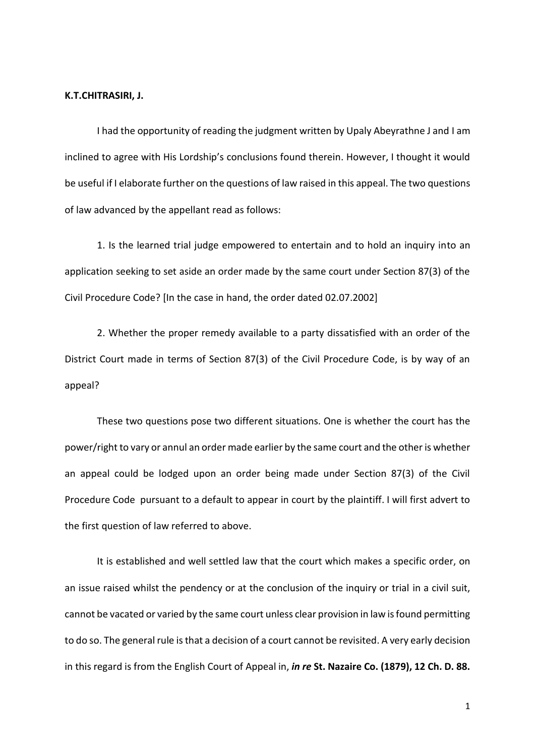**K.T.CHITRASIRI, J.**

I had the opportunity of reading the judgment written by Upaly Abeyrathne J and I am inclined to agree with His Lordship's conclusions found therein. However, I thought it would be useful if I elaborate further on the questions of law raised in this appeal. The two questions of law advanced by the appellant read as follows:

1. Is the learned trial judge empowered to entertain and to hold an inquiry into an application seeking to set aside an order made by the same court under Section 87(3) of the Civil Procedure Code? [In the case in hand, the order dated 02.07.2002]

2. Whether the proper remedy available to a party dissatisfied with an order of the District Court made in terms of Section 87(3) of the Civil Procedure Code, is by way of an appeal?

These two questions pose two different situations. One is whether the court has the power/right to vary or annul an order made earlier by the same court and the other is whether an appeal could be lodged upon an order being made under Section 87(3) of the Civil Procedure Code pursuant to a default to appear in court by the plaintiff. I will first advert to the first question of law referred to above.

It is established and well settled law that the court which makes a specific order, on an issue raised whilst the pendency or at the conclusion of the inquiry or trial in a civil suit, cannot be vacated or varied by the same court unless clear provision in law is found permitting to do so. The general rule is that a decision of a court cannot be revisited. A very early decision in this regard is from the English Court of Appeal in, ***in re*** **St. Nazaire Co. (1879), 12 Ch. D. 88.**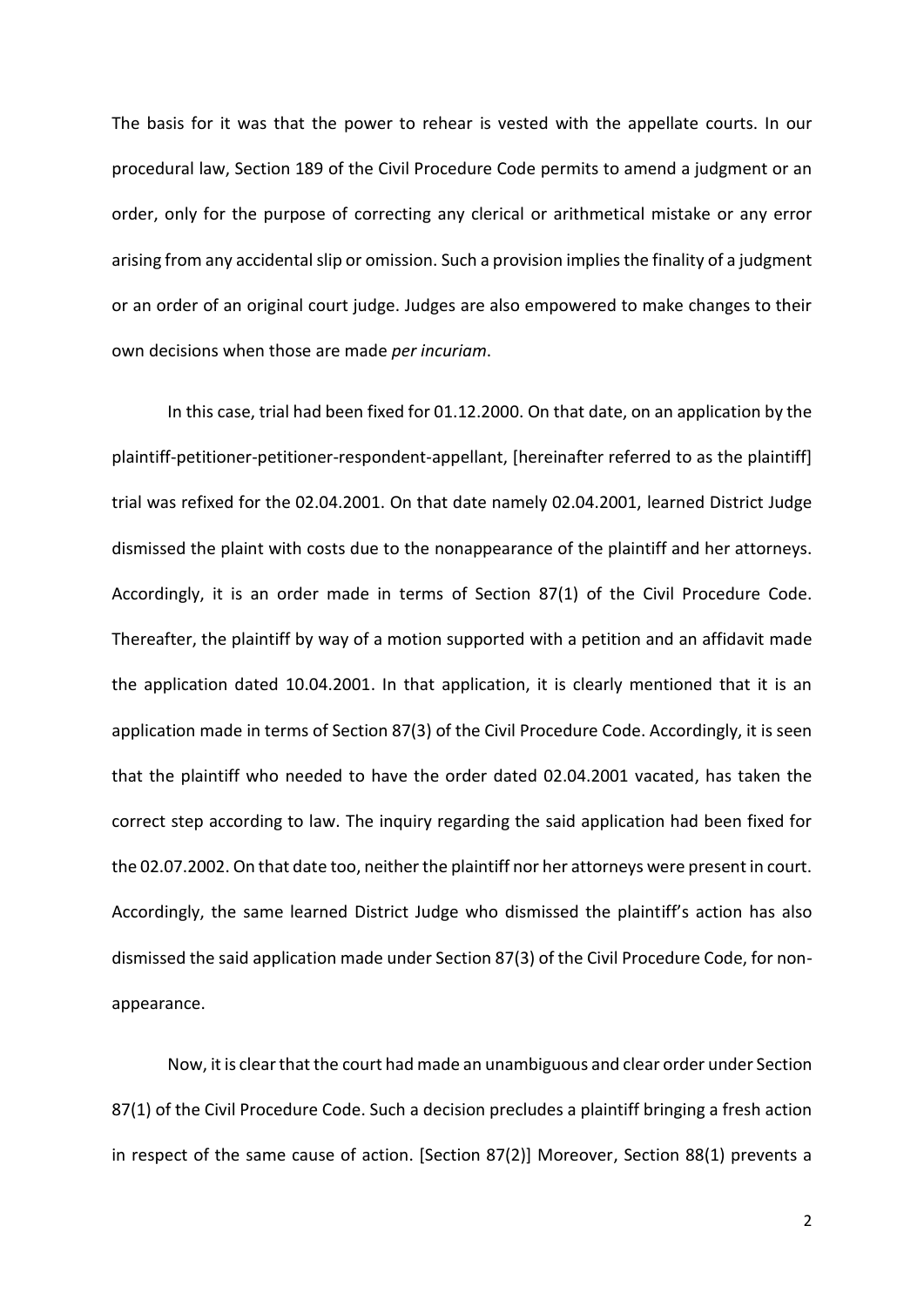The basis for it was that the power to rehear is vested with the appellate courts. In our procedural law, Section 189 of the Civil Procedure Code permits to amend a judgment or an order, only for the purpose of correcting any clerical or arithmetical mistake or any error arising from any accidental slip or omission. Such a provision implies the finality of a judgment or an order of an original court judge. Judges are also empowered to make changes to their own decisions when those are made *per incuriam*.

In this case, trial had been fixed for 01.12.2000. On that date, on an application by the plaintiff-petitioner-petitioner-respondent-appellant, [hereinafter referred to as the plaintiff] trial was refixed for the 02.04.2001. On that date namely 02.04.2001, learned District Judge dismissed the plaint with costs due to the nonappearance of the plaintiff and her attorneys. Accordingly, it is an order made in terms of Section 87(1) of the Civil Procedure Code. Thereafter, the plaintiff by way of a motion supported with a petition and an affidavit made the application dated 10.04.2001. In that application, it is clearly mentioned that it is an application made in terms of Section 87(3) of the Civil Procedure Code. Accordingly, it is seen that the plaintiff who needed to have the order dated 02.04.2001 vacated, has taken the correct step according to law. The inquiry regarding the said application had been fixed for the 02.07.2002. On that date too, neither the plaintiff nor her attorneys were present in court. Accordingly, the same learned District Judge who dismissed the plaintiff's action has also dismissed the said application made under Section 87(3) of the Civil Procedure Code, for non-appearance.

Now, it is clear that the court had made an unambiguous and clear order under Section 87(1) of the Civil Procedure Code. Such a decision precludes a plaintiff bringing a fresh action in respect of the same cause of action. [Section 87(2)] Moreover, Section 88(1) prevents a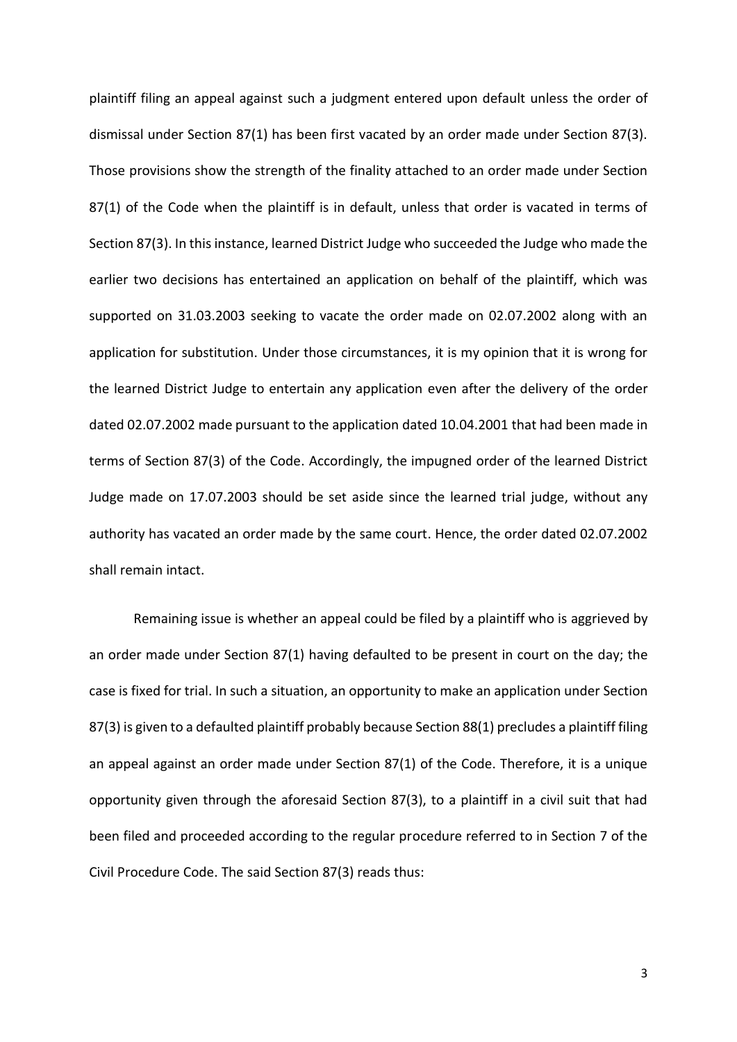plaintiff filing an appeal against such a judgment entered upon default unless the order of dismissal under Section 87(1) has been first vacated by an order made under Section 87(3). Those provisions show the strength of the finality attached to an order made under Section 87(1) of the Code when the plaintiff is in default, unless that order is vacated in terms of Section 87(3). In this instance, learned District Judge who succeeded the Judge who made the earlier two decisions has entertained an application on behalf of the plaintiff, which was supported on 31.03.2003 seeking to vacate the order made on 02.07.2002 along with an application for substitution. Under those circumstances, it is my opinion that it is wrong for the learned District Judge to entertain any application even after the delivery of the order dated 02.07.2002 made pursuant to the application dated 10.04.2001 that had been made in terms of Section 87(3) of the Code. Accordingly, the impugned order of the learned District Judge made on 17.07.2003 should be set aside since the learned trial judge, without any authority has vacated an order made by the same court. Hence, the order dated 02.07.2002 shall remain intact.

Remaining issue is whether an appeal could be filed by a plaintiff who is aggrieved by an order made under Section 87(1) having defaulted to be present in court on the day; the case is fixed for trial. In such a situation, an opportunity to make an application under Section 87(3) is given to a defaulted plaintiff probably because Section 88(1) precludes a plaintiff filing an appeal against an order made under Section 87(1) of the Code. Therefore, it is a unique opportunity given through the aforesaid Section 87(3), to a plaintiff in a civil suit that had been filed and proceeded according to the regular procedure referred to in Section 7 of the Civil Procedure Code. The said Section 87(3) reads thus: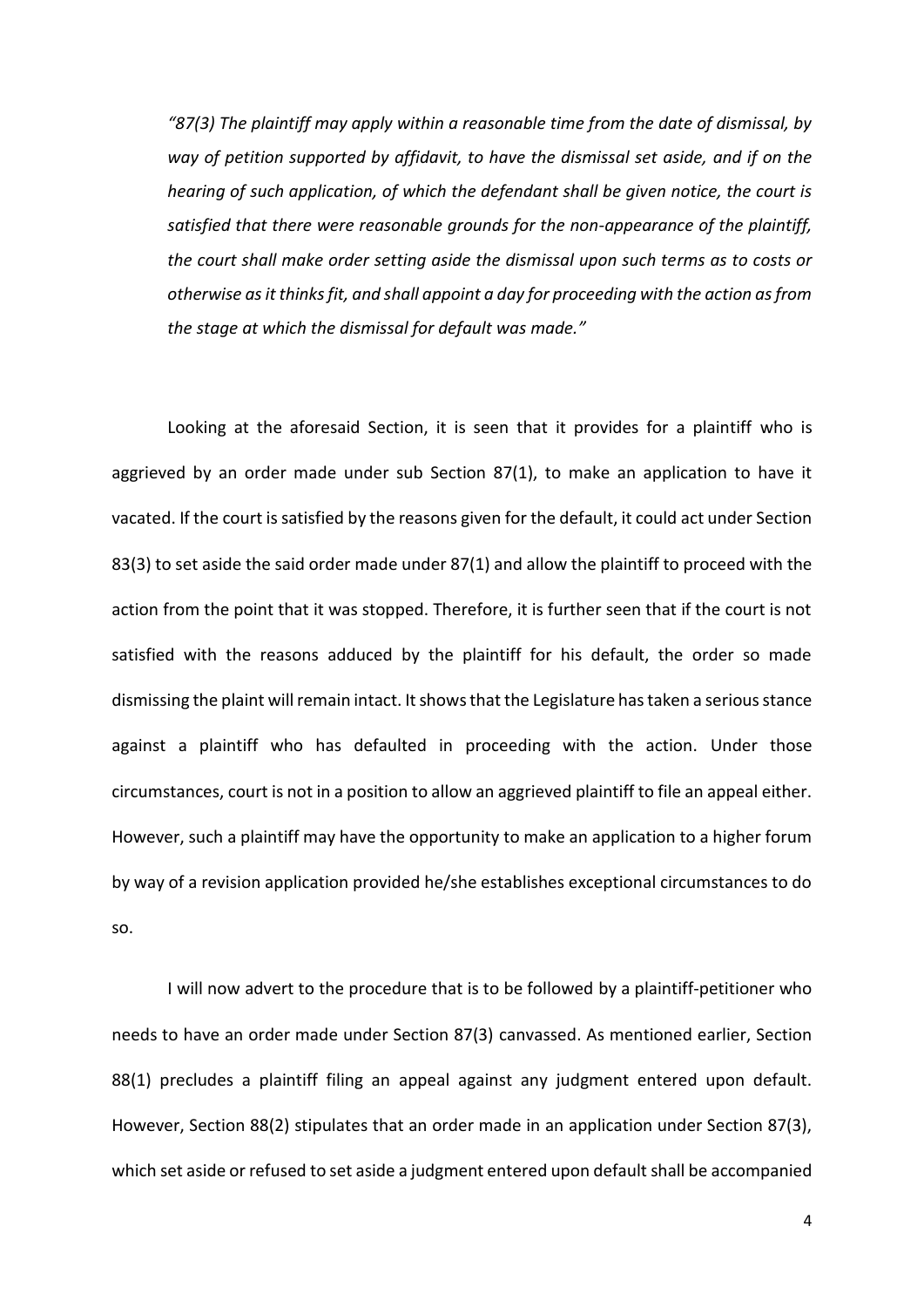*"87(3) The plaintiff may apply within a reasonable time from the date of dismissal, by way of petition supported by affidavit, to have the dismissal set aside, and if on the hearing of such application, of which the defendant shall be given notice, the court is satisfied that there were reasonable grounds for the non-appearance of the plaintiff, the court shall make order setting aside the dismissal upon such terms as to costs or otherwise as it thinks fit, and shall appoint a day for proceeding with the action as from the stage at which the dismissal for default was made."*

Looking at the aforesaid Section, it is seen that it provides for a plaintiff who is aggrieved by an order made under sub Section 87(1), to make an application to have it vacated. If the court is satisfied by the reasons given for the default, it could act under Section 83(3) to set aside the said order made under 87(1) and allow the plaintiff to proceed with the action from the point that it was stopped. Therefore, it is further seen that if the court is not satisfied with the reasons adduced by the plaintiff for his default, the order so made dismissing the plaint will remain intact. It shows that the Legislature has taken a serious stance against a plaintiff who has defaulted in proceeding with the action. Under those circumstances, court is not in a position to allow an aggrieved plaintiff to file an appeal either. However, such a plaintiff may have the opportunity to make an application to a higher forum by way of a revision application provided he/she establishes exceptional circumstances to do so.

I will now advert to the procedure that is to be followed by a plaintiff-petitioner who needs to have an order made under Section 87(3) canvassed. As mentioned earlier, Section 88(1) precludes a plaintiff filing an appeal against any judgment entered upon default. However, Section 88(2) stipulates that an order made in an application under Section 87(3), which set aside or refused to set aside a judgment entered upon default shall be accompanied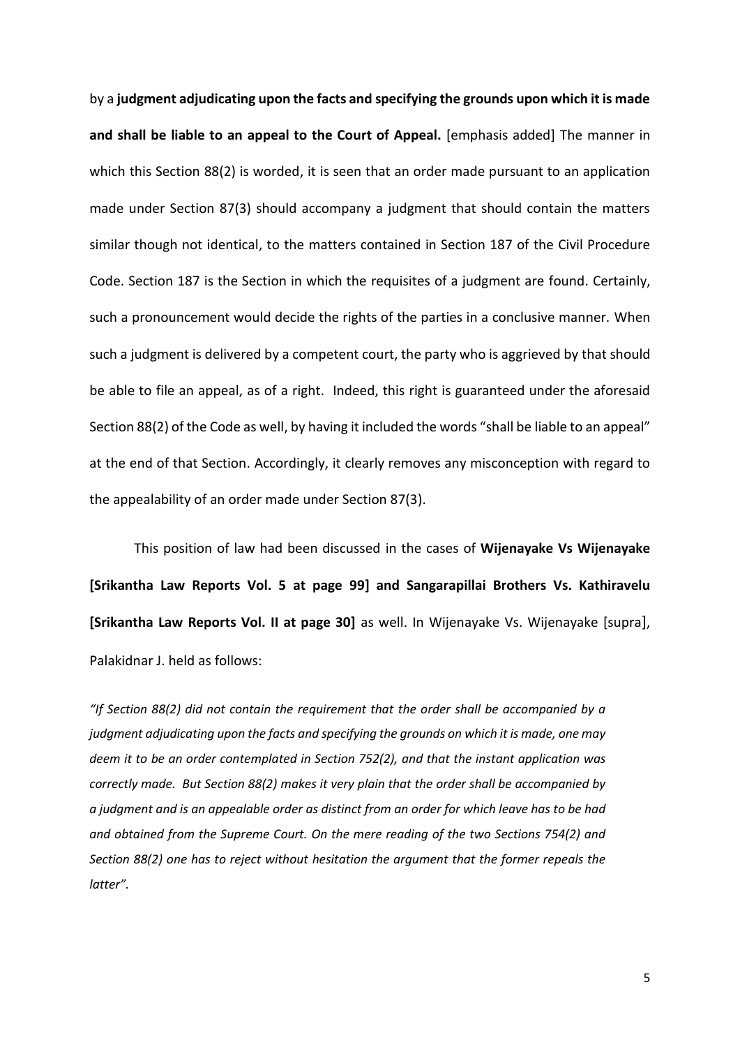by a **judgment adjudicating upon the facts and specifying the grounds upon which it is made and shall be liable to an appeal to the Court of Appeal.** [emphasis added] The manner in which this Section 88(2) is worded, it is seen that an order made pursuant to an application made under Section 87(3) should accompany a judgment that should contain the matters similar though not identical, to the matters contained in Section 187 of the Civil Procedure Code. Section 187 is the Section in which the requisites of a judgment are found. Certainly, such a pronouncement would decide the rights of the parties in a conclusive manner. When such a judgment is delivered by a competent court, the party who is aggrieved by that should be able to file an appeal, as of a right. Indeed, this right is guaranteed under the aforesaid Section 88(2) of the Code as well, by having it included the words "shall be liable to an appeal" at the end of that Section. Accordingly, it clearly removes any misconception with regard to the appealability of an order made under Section 87(3).

This position of law had been discussed in the cases of **Wijenayake Vs Wijenayake [Srikantha Law Reports Vol. 5 at page 99] and Sangarapillai Brothers Vs. Kathiravelu [Srikantha Law Reports Vol. II at page 30]** as well. In Wijenayake Vs. Wijenayake [supra], Palakidnar J. held as follows:

*"If Section 88(2) did not contain the requirement that the order shall be accompanied by a judgment adjudicating upon the facts and specifying the grounds on which it is made, one may deem it to be an order contemplated in Section 752(2), and that the instant application was correctly made. But Section 88(2) makes it very plain that the order shall be accompanied by a judgment and is an appealable order as distinct from an order for which leave has to be had and obtained from the Supreme Court. On the mere reading of the two Sections 754(2) and Section 88(2) one has to reject without hesitation the argument that the former repeals the latter".*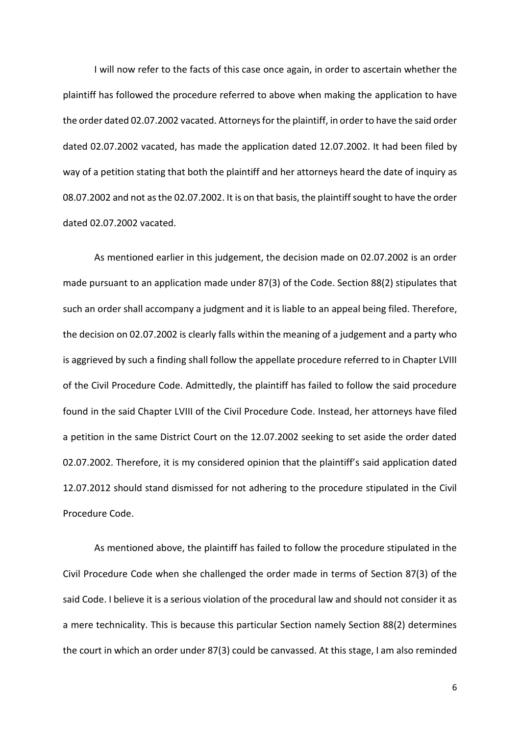I will now refer to the facts of this case once again, in order to ascertain whether the plaintiff has followed the procedure referred to above when making the application to have the order dated 02.07.2002 vacated. Attorneys for the plaintiff, in order to have the said order dated 02.07.2002 vacated, has made the application dated 12.07.2002. It had been filed by way of a petition stating that both the plaintiff and her attorneys heard the date of inquiry as 08.07.2002 and not as the 02.07.2002. It is on that basis, the plaintiff sought to have the order dated 02.07.2002 vacated.

As mentioned earlier in this judgement, the decision made on 02.07.2002 is an order made pursuant to an application made under 87(3) of the Code. Section 88(2) stipulates that such an order shall accompany a judgment and it is liable to an appeal being filed. Therefore, the decision on 02.07.2002 is clearly falls within the meaning of a judgement and a party who is aggrieved by such a finding shall follow the appellate procedure referred to in Chapter LVIII of the Civil Procedure Code. Admittedly, the plaintiff has failed to follow the said procedure found in the said Chapter LVIII of the Civil Procedure Code. Instead, her attorneys have filed a petition in the same District Court on the 12.07.2002 seeking to set aside the order dated 02.07.2002. Therefore, it is my considered opinion that the plaintiff's said application dated 12.07.2012 should stand dismissed for not adhering to the procedure stipulated in the Civil Procedure Code.

As mentioned above, the plaintiff has failed to follow the procedure stipulated in the Civil Procedure Code when she challenged the order made in terms of Section 87(3) of the said Code. I believe it is a serious violation of the procedural law and should not consider it as a mere technicality. This is because this particular Section namely Section 88(2) determines the court in which an order under 87(3) could be canvassed. At this stage, I am also reminded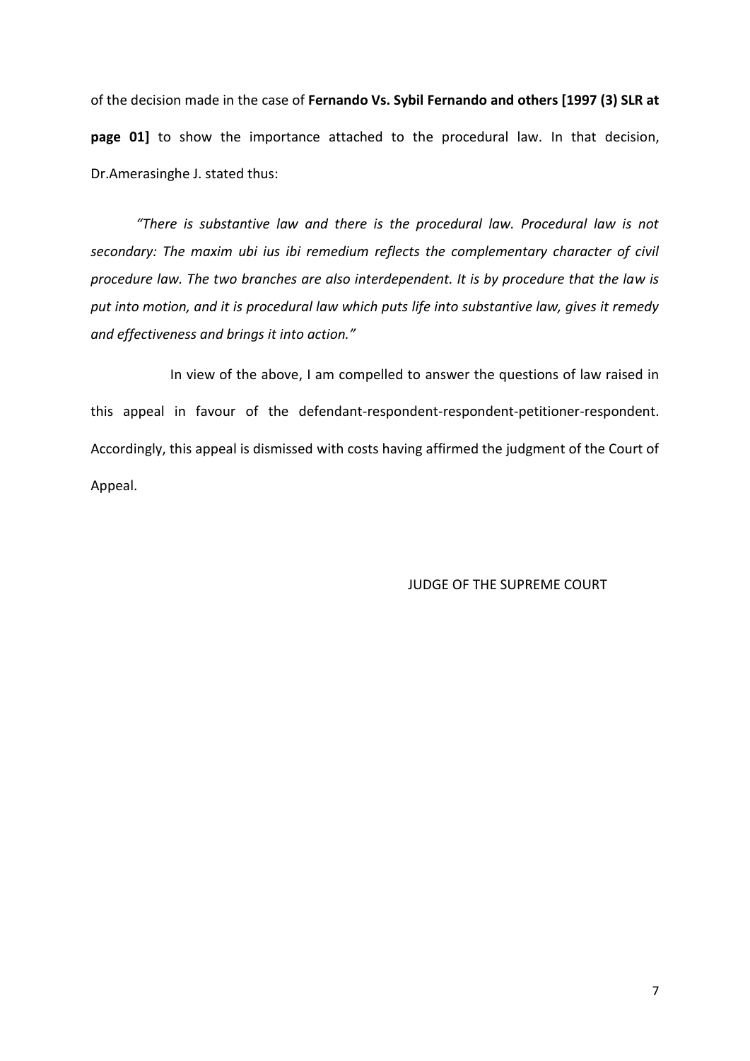of the decision made in the case of **Fernando Vs. Sybil Fernando and others [1997 (3) SLR at page 01]** to show the importance attached to the procedural law. In that decision, Dr.Amerasinghe J. stated thus:

*"There is substantive law and there is the procedural law. Procedural law is not secondary: The maxim ubi ius ibi remedium reflects the complementary character of civil procedure law. The two branches are also interdependent. It is by procedure that the law is put into motion, and it is procedural law which puts life into substantive law, gives it remedy and effectiveness and brings it into action."*

In view of the above, I am compelled to answer the questions of law raised in this appeal in favour of the defendant-respondent-respondent-petitioner-respondent. Accordingly, this appeal is dismissed with costs having affirmed the judgment of the Court of Appeal.

JUDGE OF THE SUPREME COURT